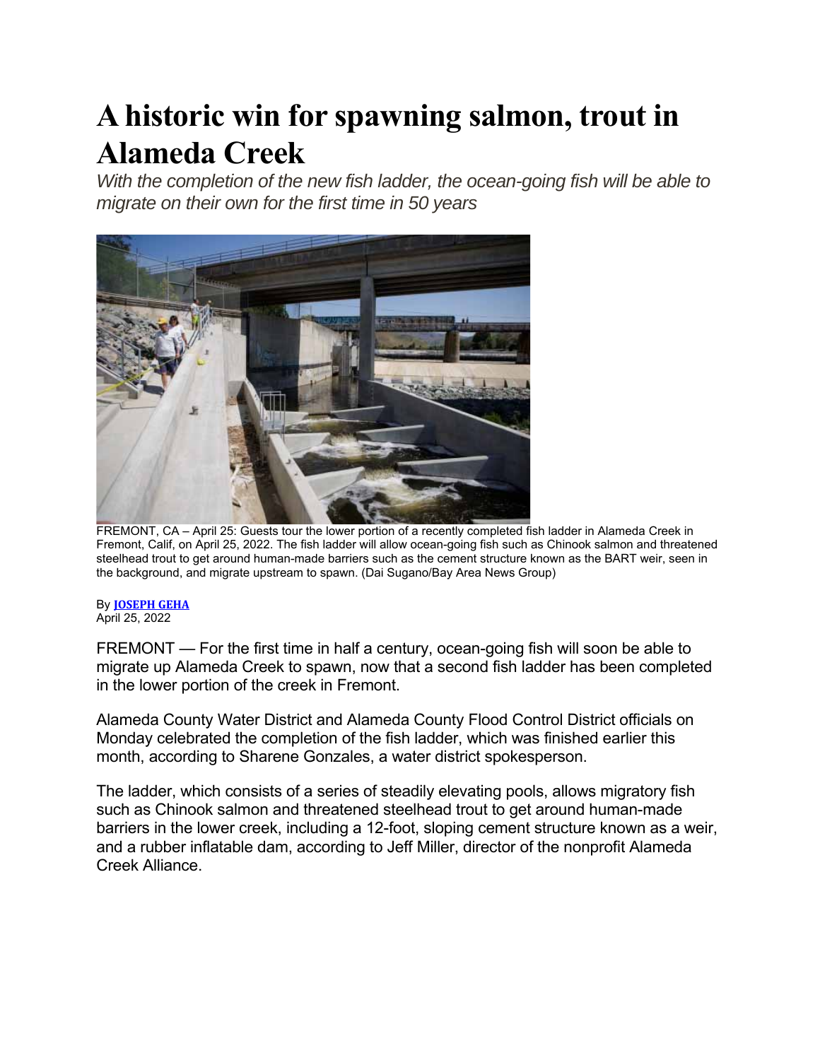# A historic win for spawning salmon, trout in Alameda Creek

*With the completion of the new fish ladder, the ocean-going fish will be able to migrate on their own for the first time in 50 years*

FREMONT, CA – April 25: Guests tour the lower portion of a recently completed fish ladder in Alameda Creek in Fremont, Calif, on April 25, 2022. The fish ladder will allow ocean-going fish such as Chinook salmon and threatened steelhead trout to get around human-made barriers such as the cement structure known as the BART weir, seen in the background, and migrate upstream to spawn. (Dai Sugano/Bay Area News Group)

By **JOSEPH GEHA**
April 25, 2022

FREMONT — For the first time in half a century, ocean-going fish will soon be able to migrate up Alameda Creek to spawn, now that a second fish ladder has been completed in the lower portion of the creek in Fremont.

Alameda County Water District and Alameda County Flood Control District officials on Monday celebrated the completion of the fish ladder, which was finished earlier this month, according to Sharene Gonzales, a water district spokesperson.

The ladder, which consists of a series of steadily elevating pools, allows migratory fish such as Chinook salmon and threatened steelhead trout to get around human-made barriers in the lower creek, including a 12-foot, sloping cement structure known as a weir, and a rubber inflatable dam, according to Jeff Miller, director of the nonprofit Alameda Creek Alliance.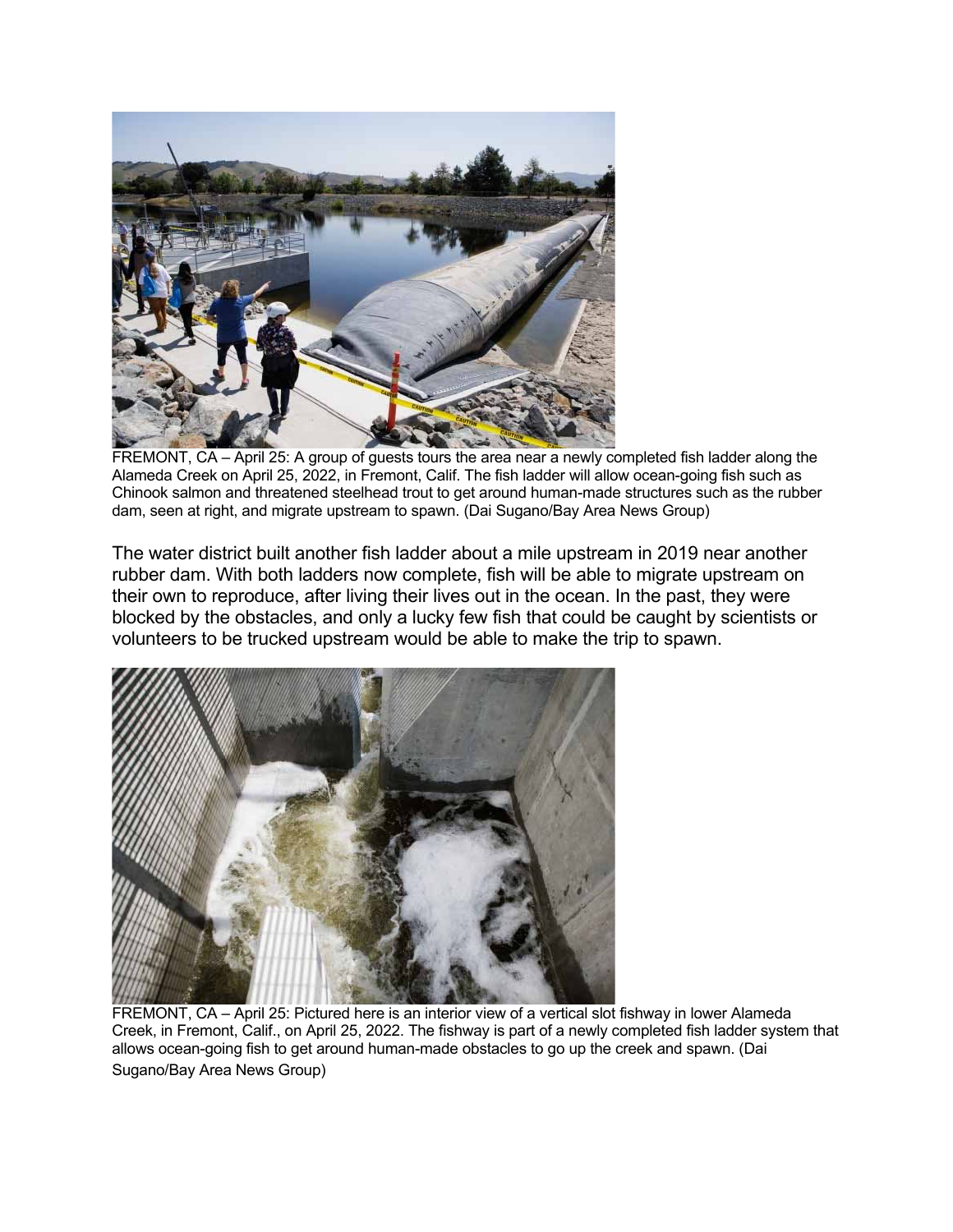FREMONT, CA – April 25: A group of guests tours the area near a newly completed fish ladder along the Alameda Creek on April 25, 2022, in Fremont, Calif. The fish ladder will allow ocean-going fish such as Chinook salmon and threatened steelhead trout to get around human-made structures such as the rubber dam, seen at right, and migrate upstream to spawn. (Dai Sugano/Bay Area News Group)

The water district built another fish ladder about a mile upstream in 2019 near another rubber dam. With both ladders now complete, fish will be able to migrate upstream on their own to reproduce, after living their lives out in the ocean. In the past, they were blocked by the obstacles, and only a lucky few fish that could be caught by scientists or volunteers to be trucked upstream would be able to make the trip to spawn.

FREMONT, CA – April 25: Pictured here is an interior view of a vertical slot fishway in lower Alameda Creek, in Fremont, Calif., on April 25, 2022. The fishway is part of a newly completed fish ladder system that allows ocean-going fish to get around human-made obstacles to go up the creek and spawn. (Dai Sugano/Bay Area News Group)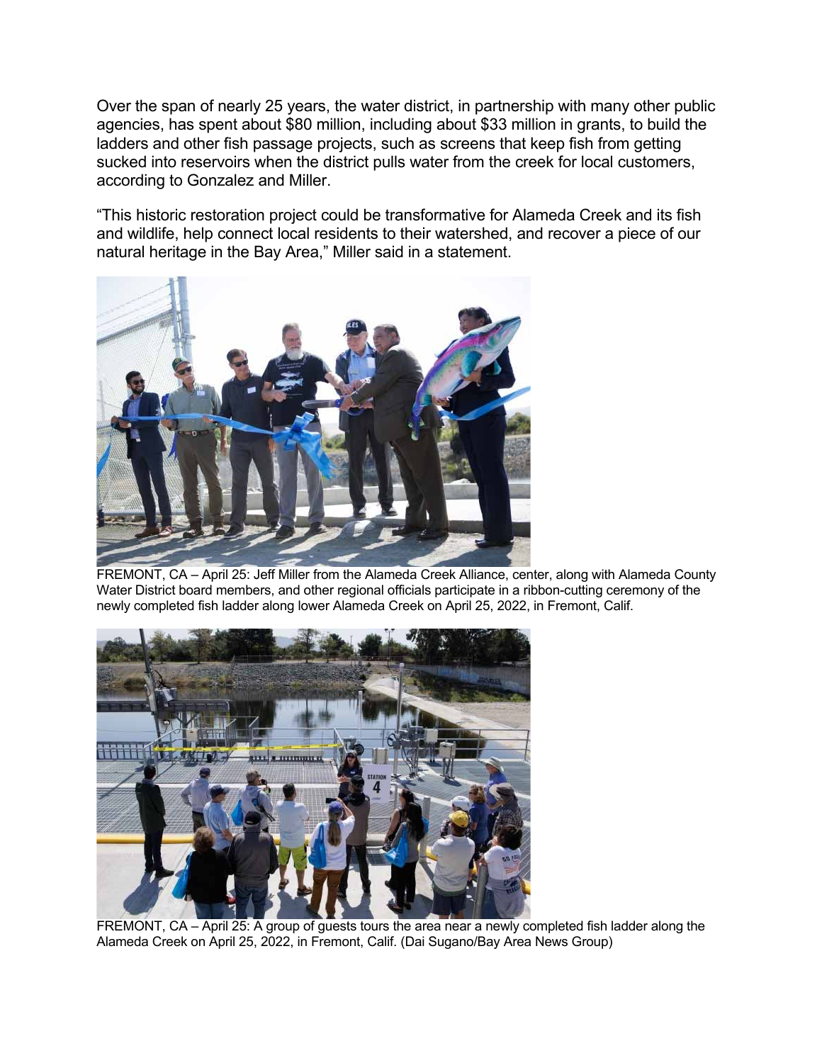Over the span of nearly 25 years, the water district, in partnership with many other public agencies, has spent about $80 million, including about $33 million in grants, to build the ladders and other fish passage projects, such as screens that keep fish from getting sucked into reservoirs when the district pulls water from the creek for local customers, according to Gonzalez and Miller.

"This historic restoration project could be transformative for Alameda Creek and its fish and wildlife, help connect local residents to their watershed, and recover a piece of our natural heritage in the Bay Area," Miller said in a statement.

FREMONT, CA – April 25: Jeff Miller from the Alameda Creek Alliance, center, along with Alameda County Water District board members, and other regional officials participate in a ribbon-cutting ceremony of the newly completed fish ladder along lower Alameda Creek on April 25, 2022, in Fremont, Calif.

FREMONT, CA – April 25: A group of guests tours the area near a newly completed fish ladder along the Alameda Creek on April 25, 2022, in Fremont, Calif. (Dai Sugano/Bay Area News Group)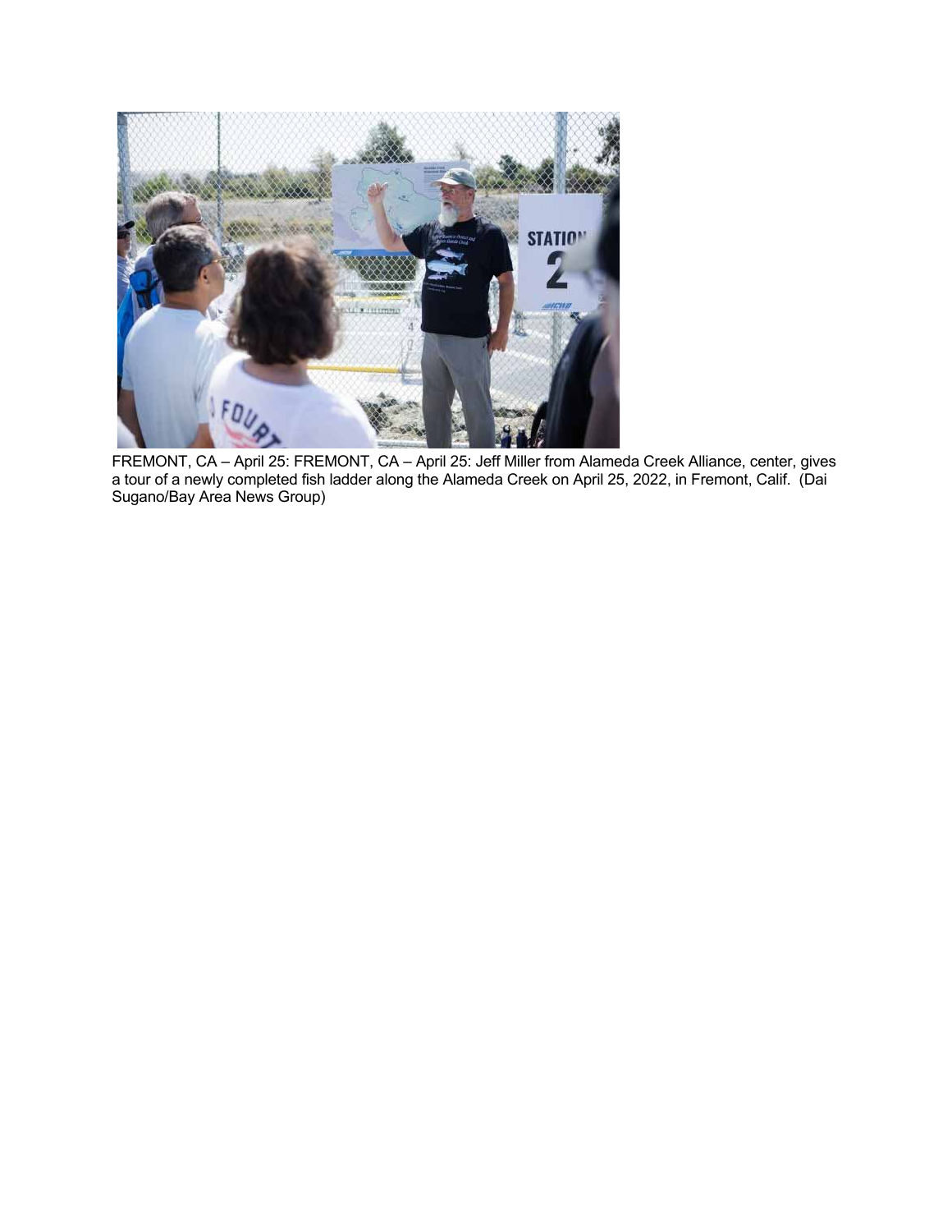FREMONT, CA – April 25: FREMONT, CA – April 25: Jeff Miller from Alameda Creek Alliance, center, gives a tour of a newly completed fish ladder along the Alameda Creek on April 25, 2022, in Fremont, Calif. (Dai Sugano/Bay Area News Group)